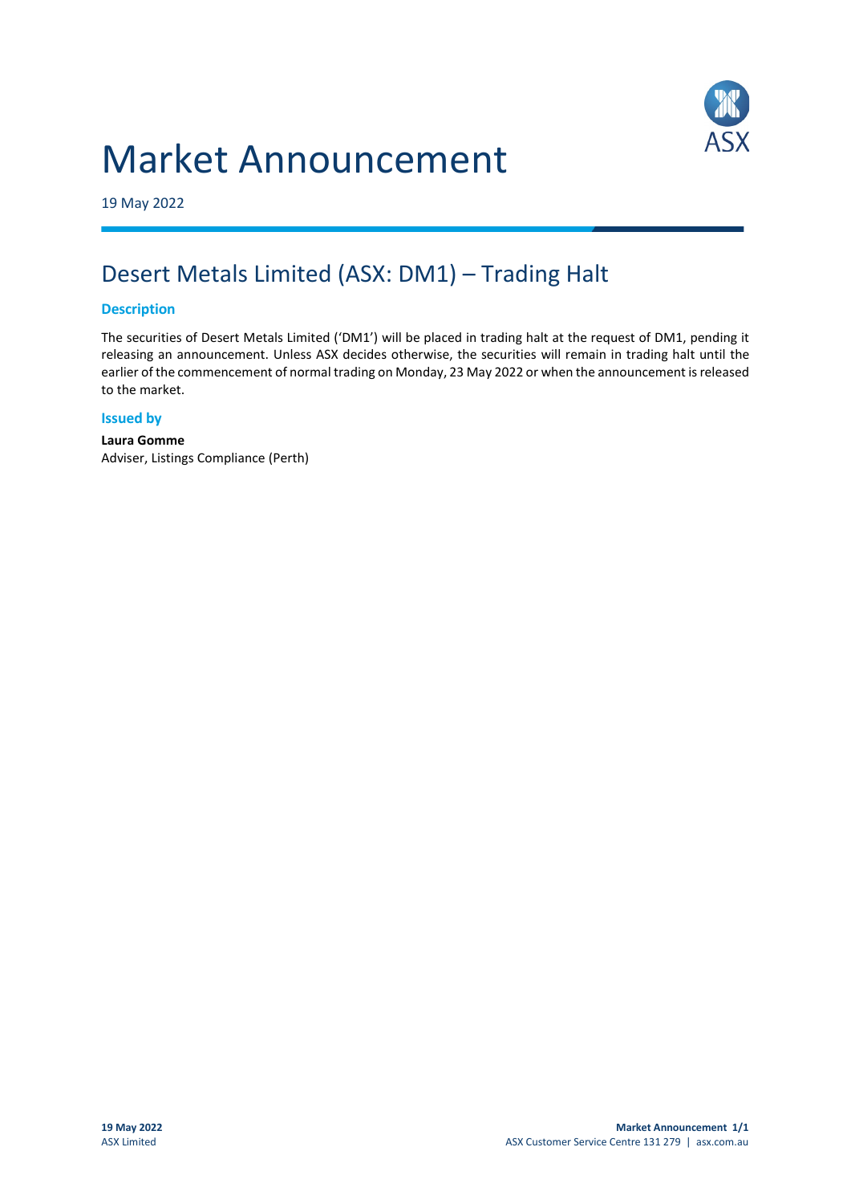# Market Announcement

19 May 2022

## Desert Metals Limited (ASX: DM1) – Trading Halt

### Description

The securities of Desert Metals Limited ('DM1') will be placed in trading halt at the request of DM1, pending it releasing an announcement. Unless ASX decides otherwise, the securities will remain in trading halt until the earlier of the commencement of normal trading on Monday, 23 May 2022 or when the announcement is released to the market.

### Issued by

**Laura Gomme**
Adviser, Listings Compliance (Perth)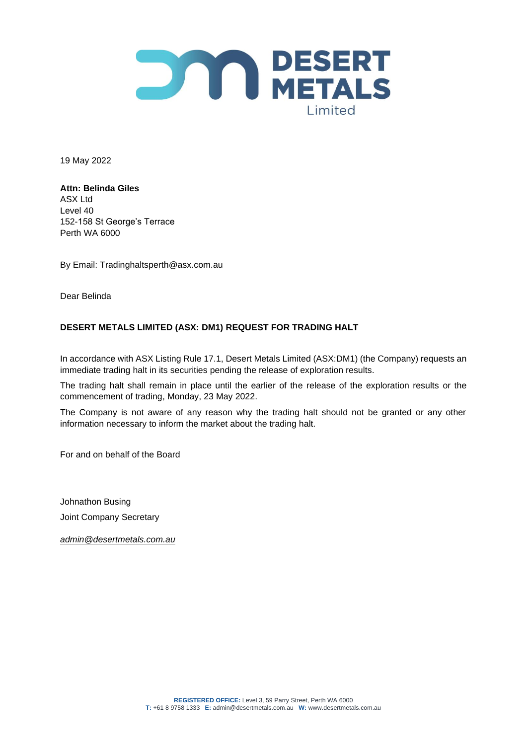19 May 2022

**Attn: Belinda Giles**
ASX Ltd
Level 40
152-158 St George's Terrace
Perth WA 6000

By Email: Tradinghaltsperth@asx.com.au

Dear Belinda

**DESERT METALS LIMITED (ASX: DM1) REQUEST FOR TRADING HALT**

In accordance with ASX Listing Rule 17.1, Desert Metals Limited (ASX:DM1) (the Company) requests an immediate trading halt in its securities pending the release of exploration results.

The trading halt shall remain in place until the earlier of the release of the exploration results or the commencement of trading, Monday, 23 May 2022.

The Company is not aware of any reason why the trading halt should not be granted or any other information necessary to inform the market about the trading halt.

For and on behalf of the Board

Johnathon Busing
Joint Company Secretary

*admin@desertmetals.com.au*

**REGISTERED OFFICE:** Level 3, 59 Parry Street, Perth WA 6000
**T:** +61 8 9758 1333 **E:** admin@desertmetals.com.au **W:** www.desertmetals.com.au